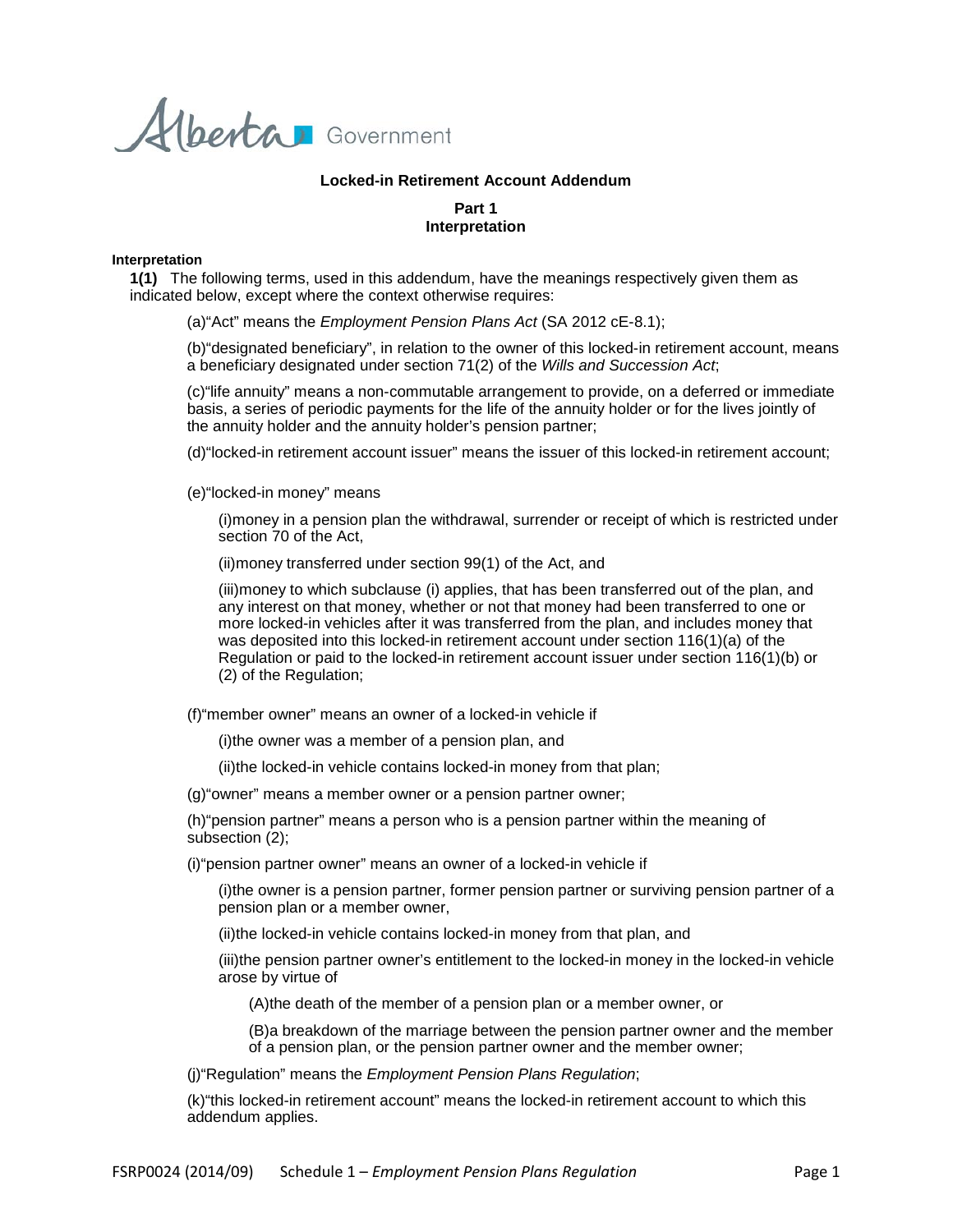Alberta Government

**Locked-in Retirement Account Addendum**

**Part 1**
**Interpretation**

**Interpretation**

**1(1)** The following terms, used in this addendum, have the meanings respectively given them as indicated below, except where the context otherwise requires:

(a)"Act" means the *Employment Pension Plans Act* (SA 2012 cE-8.1);

(b)"designated beneficiary", in relation to the owner of this locked-in retirement account, means a beneficiary designated under section 71(2) of the *Wills and Succession Act*;

(c)"life annuity" means a non-commutable arrangement to provide, on a deferred or immediate basis, a series of periodic payments for the life of the annuity holder or for the lives jointly of the annuity holder and the annuity holder's pension partner;

(d)"locked-in retirement account issuer" means the issuer of this locked-in retirement account;

(e)"locked-in money" means

(i)money in a pension plan the withdrawal, surrender or receipt of which is restricted under section 70 of the Act,

(ii)money transferred under section 99(1) of the Act, and

(iii)money to which subclause (i) applies, that has been transferred out of the plan, and any interest on that money, whether or not that money had been transferred to one or more locked-in vehicles after it was transferred from the plan, and includes money that was deposited into this locked-in retirement account under section 116(1)(a) of the Regulation or paid to the locked-in retirement account issuer under section 116(1)(b) or (2) of the Regulation;

(f)"member owner" means an owner of a locked-in vehicle if

(i)the owner was a member of a pension plan, and

(ii)the locked-in vehicle contains locked-in money from that plan;

(g)"owner" means a member owner or a pension partner owner;

(h)"pension partner" means a person who is a pension partner within the meaning of subsection (2);

(i)"pension partner owner" means an owner of a locked-in vehicle if

(i)the owner is a pension partner, former pension partner or surviving pension partner of a pension plan or a member owner,

(ii)the locked-in vehicle contains locked-in money from that plan, and

(iii)the pension partner owner's entitlement to the locked-in money in the locked-in vehicle arose by virtue of

(A)the death of the member of a pension plan or a member owner, or

(B)a breakdown of the marriage between the pension partner owner and the member of a pension plan, or the pension partner owner and the member owner;

(j)"Regulation" means the *Employment Pension Plans Regulation*;

(k)"this locked-in retirement account" means the locked-in retirement account to which this addendum applies.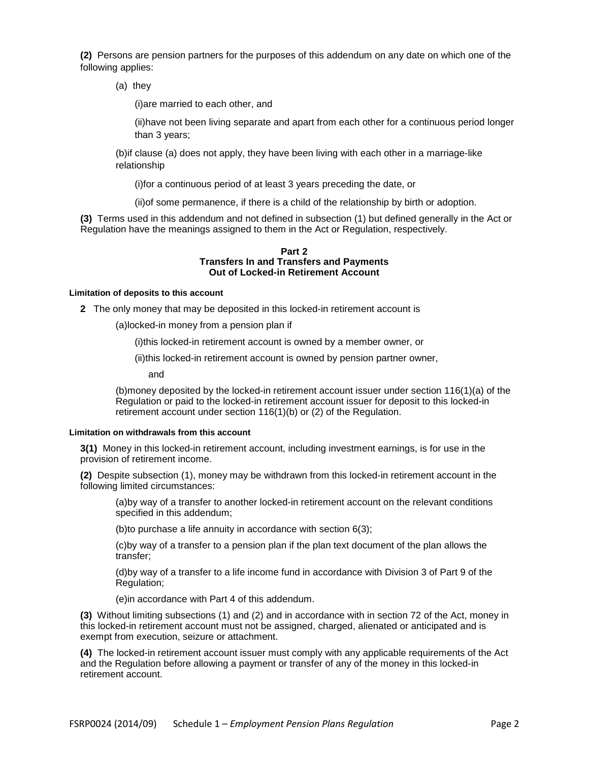**(2)** Persons are pension partners for the purposes of this addendum on any date on which one of the following applies:

(a) they

(i)are married to each other, and

(ii)have not been living separate and apart from each other for a continuous period longer than 3 years;

(b)if clause (a) does not apply, they have been living with each other in a marriage-like relationship

(i)for a continuous period of at least 3 years preceding the date, or

(ii)of some permanence, if there is a child of the relationship by birth or adoption.

**(3)** Terms used in this addendum and not defined in subsection (1) but defined generally in the Act or Regulation have the meanings assigned to them in the Act or Regulation, respectively.

## Part 2
## Transfers In and Transfers and Payments Out of Locked-in Retirement Account

#### Limitation of deposits to this account

**2** The only money that may be deposited in this locked-in retirement account is

(a)locked-in money from a pension plan if

(i)this locked-in retirement account is owned by a member owner, or

(ii)this locked-in retirement account is owned by pension partner owner,

and

(b)money deposited by the locked-in retirement account issuer under section 116(1)(a) of the Regulation or paid to the locked-in retirement account issuer for deposit to this locked-in retirement account under section 116(1)(b) or (2) of the Regulation.

#### Limitation on withdrawals from this account

**3(1)** Money in this locked-in retirement account, including investment earnings, is for use in the provision of retirement income.

**(2)** Despite subsection (1), money may be withdrawn from this locked-in retirement account in the following limited circumstances:

(a)by way of a transfer to another locked-in retirement account on the relevant conditions specified in this addendum;

(b)to purchase a life annuity in accordance with section 6(3);

(c)by way of a transfer to a pension plan if the plan text document of the plan allows the transfer;

(d)by way of a transfer to a life income fund in accordance with Division 3 of Part 9 of the Regulation;

(e)in accordance with Part 4 of this addendum.

**(3)** Without limiting subsections (1) and (2) and in accordance with in section 72 of the Act, money in this locked-in retirement account must not be assigned, charged, alienated or anticipated and is exempt from execution, seizure or attachment.

**(4)** The locked-in retirement account issuer must comply with any applicable requirements of the Act and the Regulation before allowing a payment or transfer of any of the money in this locked-in retirement account.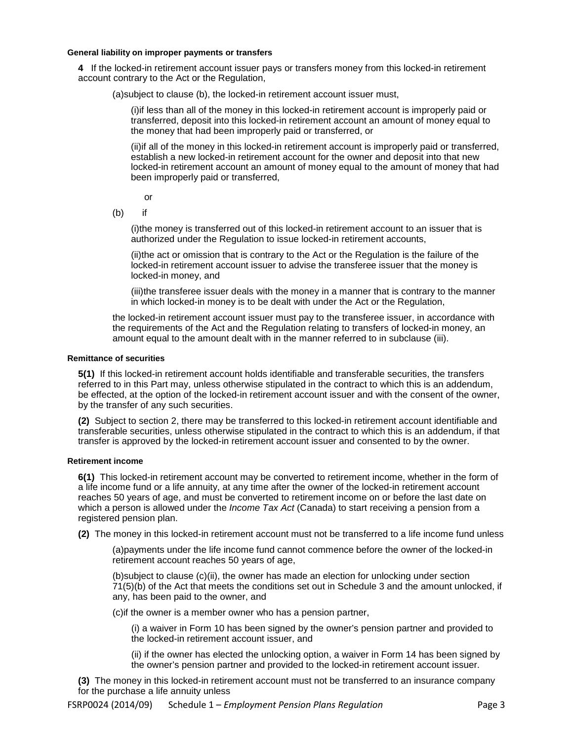#### General liability on improper payments or transfers

**4** If the locked-in retirement account issuer pays or transfers money from this locked-in retirement account contrary to the Act or the Regulation,

(a)subject to clause (b), the locked-in retirement account issuer must,

(i)if less than all of the money in this locked-in retirement account is improperly paid or transferred, deposit into this locked-in retirement account an amount of money equal to the money that had been improperly paid or transferred, or

(ii)if all of the money in this locked-in retirement account is improperly paid or transferred, establish a new locked-in retirement account for the owner and deposit into that new locked-in retirement account an amount of money equal to the amount of money that had been improperly paid or transferred,

or

(b) if

(i)the money is transferred out of this locked-in retirement account to an issuer that is authorized under the Regulation to issue locked-in retirement accounts,

(ii)the act or omission that is contrary to the Act or the Regulation is the failure of the locked-in retirement account issuer to advise the transferee issuer that the money is locked-in money, and

(iii)the transferee issuer deals with the money in a manner that is contrary to the manner in which locked-in money is to be dealt with under the Act or the Regulation,

the locked-in retirement account issuer must pay to the transferee issuer, in accordance with the requirements of the Act and the Regulation relating to transfers of locked-in money, an amount equal to the amount dealt with in the manner referred to in subclause (iii).

#### Remittance of securities

**5(1)** If this locked-in retirement account holds identifiable and transferable securities, the transfers referred to in this Part may, unless otherwise stipulated in the contract to which this is an addendum, be effected, at the option of the locked-in retirement account issuer and with the consent of the owner, by the transfer of any such securities.

**(2)** Subject to section 2, there may be transferred to this locked-in retirement account identifiable and transferable securities, unless otherwise stipulated in the contract to which this is an addendum, if that transfer is approved by the locked-in retirement account issuer and consented to by the owner.

#### Retirement income

**6(1)** This locked-in retirement account may be converted to retirement income, whether in the form of a life income fund or a life annuity, at any time after the owner of the locked-in retirement account reaches 50 years of age, and must be converted to retirement income on or before the last date on which a person is allowed under the *Income Tax Act* (Canada) to start receiving a pension from a registered pension plan.

**(2)** The money in this locked-in retirement account must not be transferred to a life income fund unless

(a)payments under the life income fund cannot commence before the owner of the locked-in retirement account reaches 50 years of age,

(b)subject to clause (c)(ii), the owner has made an election for unlocking under section 71(5)(b) of the Act that meets the conditions set out in Schedule 3 and the amount unlocked, if any, has been paid to the owner, and

(c)if the owner is a member owner who has a pension partner,

(i) a waiver in Form 10 has been signed by the owner's pension partner and provided to the locked-in retirement account issuer, and

(ii) if the owner has elected the unlocking option, a waiver in Form 14 has been signed by the owner's pension partner and provided to the locked-in retirement account issuer.

**(3)** The money in this locked-in retirement account must not be transferred to an insurance company for the purchase a life annuity unless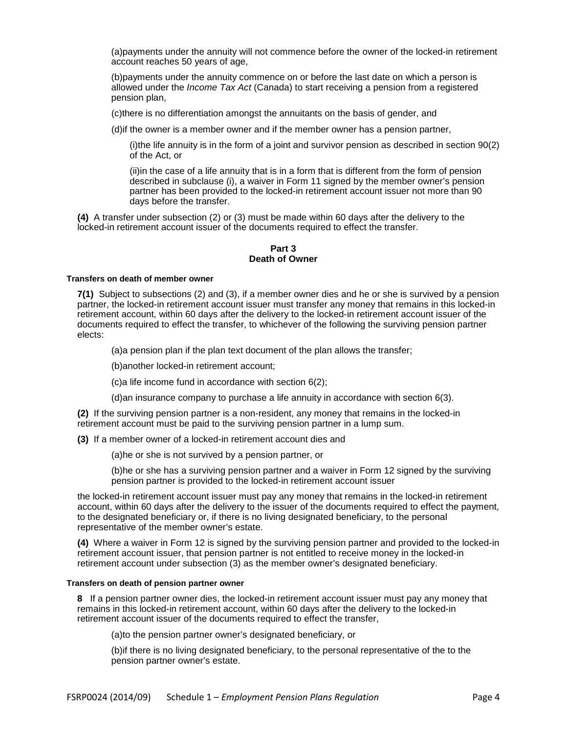(a)payments under the annuity will not commence before the owner of the locked-in retirement account reaches 50 years of age,

(b)payments under the annuity commence on or before the last date on which a person is allowed under the *Income Tax Act* (Canada) to start receiving a pension from a registered pension plan,

(c)there is no differentiation amongst the annuitants on the basis of gender, and

(d)if the owner is a member owner and if the member owner has a pension partner,

(i)the life annuity is in the form of a joint and survivor pension as described in section 90(2) of the Act, or

(ii)in the case of a life annuity that is in a form that is different from the form of pension described in subclause (i), a waiver in Form 11 signed by the member owner's pension partner has been provided to the locked-in retirement account issuer not more than 90 days before the transfer.

**(4)** A transfer under subsection (2) or (3) must be made within 60 days after the delivery to the locked-in retirement account issuer of the documents required to effect the transfer.

## Part 3
## Death of Owner

#### Transfers on death of member owner

**7(1)** Subject to subsections (2) and (3), if a member owner dies and he or she is survived by a pension partner, the locked-in retirement account issuer must transfer any money that remains in this locked-in retirement account, within 60 days after the delivery to the locked-in retirement account issuer of the documents required to effect the transfer, to whichever of the following the surviving pension partner elects:

(a)a pension plan if the plan text document of the plan allows the transfer;

(b)another locked-in retirement account;

(c)a life income fund in accordance with section 6(2);

(d)an insurance company to purchase a life annuity in accordance with section 6(3).

**(2)** If the surviving pension partner is a non-resident, any money that remains in the locked-in retirement account must be paid to the surviving pension partner in a lump sum.

**(3)** If a member owner of a locked-in retirement account dies and

(a)he or she is not survived by a pension partner, or

(b)he or she has a surviving pension partner and a waiver in Form 12 signed by the surviving pension partner is provided to the locked-in retirement account issuer

the locked-in retirement account issuer must pay any money that remains in the locked-in retirement account, within 60 days after the delivery to the issuer of the documents required to effect the payment, to the designated beneficiary or, if there is no living designated beneficiary, to the personal representative of the member owner's estate.

**(4)** Where a waiver in Form 12 is signed by the surviving pension partner and provided to the locked-in retirement account issuer, that pension partner is not entitled to receive money in the locked-in retirement account under subsection (3) as the member owner's designated beneficiary.

#### Transfers on death of pension partner owner

**8** If a pension partner owner dies, the locked-in retirement account issuer must pay any money that remains in this locked-in retirement account, within 60 days after the delivery to the locked-in retirement account issuer of the documents required to effect the transfer,

(a)to the pension partner owner's designated beneficiary, or

(b)if there is no living designated beneficiary, to the personal representative of the to the pension partner owner's estate.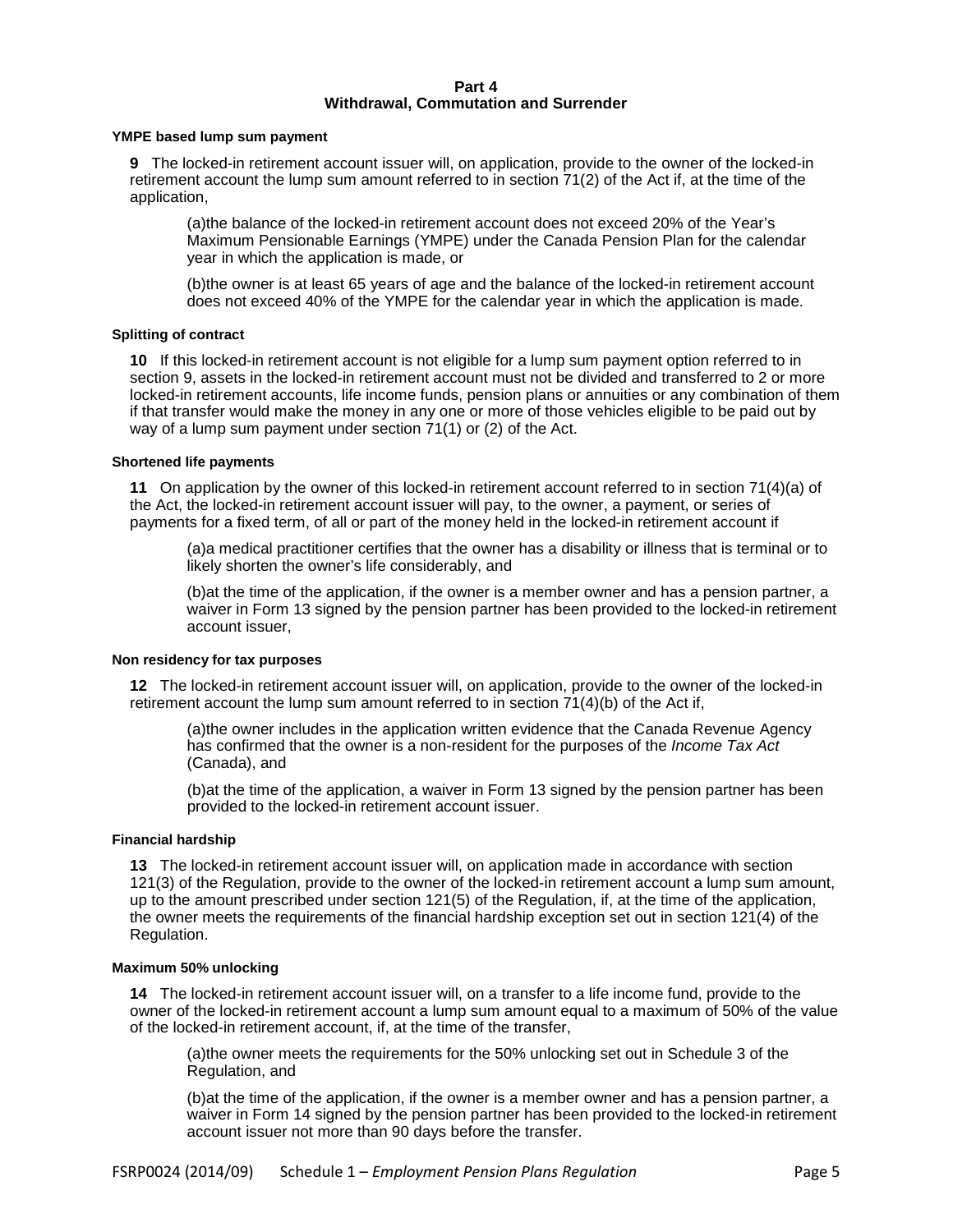## Part 4
## Withdrawal, Commutation and Surrender

#### YMPE based lump sum payment

**9** The locked-in retirement account issuer will, on application, provide to the owner of the locked-in retirement account the lump sum amount referred to in section 71(2) of the Act if, at the time of the application,

(a)the balance of the locked-in retirement account does not exceed 20% of the Year's Maximum Pensionable Earnings (YMPE) under the Canada Pension Plan for the calendar year in which the application is made, or

(b)the owner is at least 65 years of age and the balance of the locked-in retirement account does not exceed 40% of the YMPE for the calendar year in which the application is made.

#### Splitting of contract

**10** If this locked-in retirement account is not eligible for a lump sum payment option referred to in section 9, assets in the locked-in retirement account must not be divided and transferred to 2 or more locked-in retirement accounts, life income funds, pension plans or annuities or any combination of them if that transfer would make the money in any one or more of those vehicles eligible to be paid out by way of a lump sum payment under section 71(1) or (2) of the Act.

#### Shortened life payments

**11** On application by the owner of this locked-in retirement account referred to in section 71(4)(a) of the Act, the locked-in retirement account issuer will pay, to the owner, a payment, or series of payments for a fixed term, of all or part of the money held in the locked-in retirement account if

(a)a medical practitioner certifies that the owner has a disability or illness that is terminal or to likely shorten the owner's life considerably, and

(b)at the time of the application, if the owner is a member owner and has a pension partner, a waiver in Form 13 signed by the pension partner has been provided to the locked-in retirement account issuer,

#### Non residency for tax purposes

**12** The locked-in retirement account issuer will, on application, provide to the owner of the locked-in retirement account the lump sum amount referred to in section 71(4)(b) of the Act if,

(a)the owner includes in the application written evidence that the Canada Revenue Agency has confirmed that the owner is a non-resident for the purposes of the *Income Tax Act* (Canada), and

(b)at the time of the application, a waiver in Form 13 signed by the pension partner has been provided to the locked-in retirement account issuer.

#### Financial hardship

**13** The locked-in retirement account issuer will, on application made in accordance with section 121(3) of the Regulation, provide to the owner of the locked-in retirement account a lump sum amount, up to the amount prescribed under section 121(5) of the Regulation, if, at the time of the application, the owner meets the requirements of the financial hardship exception set out in section 121(4) of the Regulation.

#### Maximum 50% unlocking

**14** The locked-in retirement account issuer will, on a transfer to a life income fund, provide to the owner of the locked-in retirement account a lump sum amount equal to a maximum of 50% of the value of the locked-in retirement account, if, at the time of the transfer,

(a)the owner meets the requirements for the 50% unlocking set out in Schedule 3 of the Regulation, and

(b)at the time of the application, if the owner is a member owner and has a pension partner, a waiver in Form 14 signed by the pension partner has been provided to the locked-in retirement account issuer not more than 90 days before the transfer.